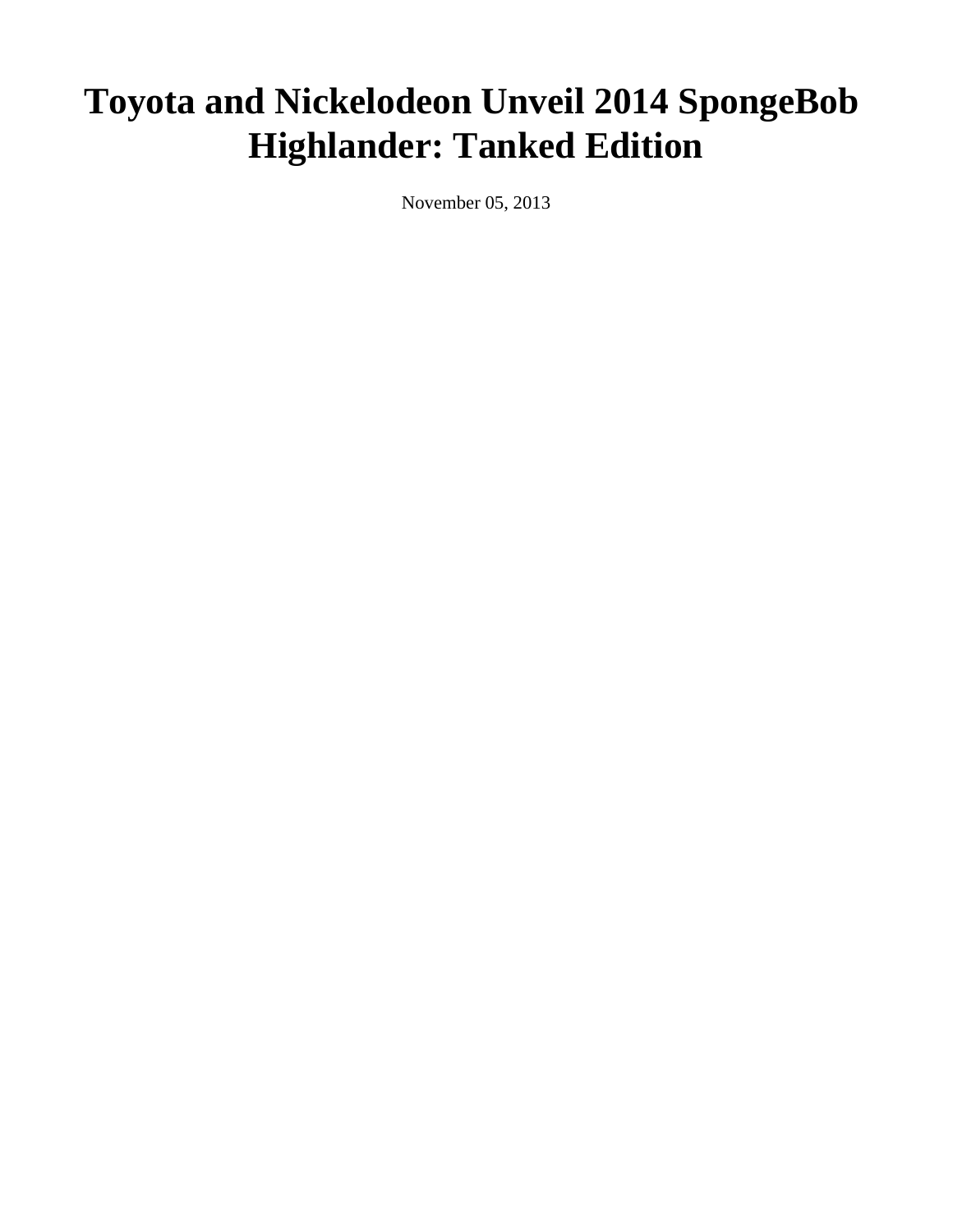# Toyota and Nickelodeon Unveil 2014 SpongeBob Highlander: Tanked Edition

November 05, 2013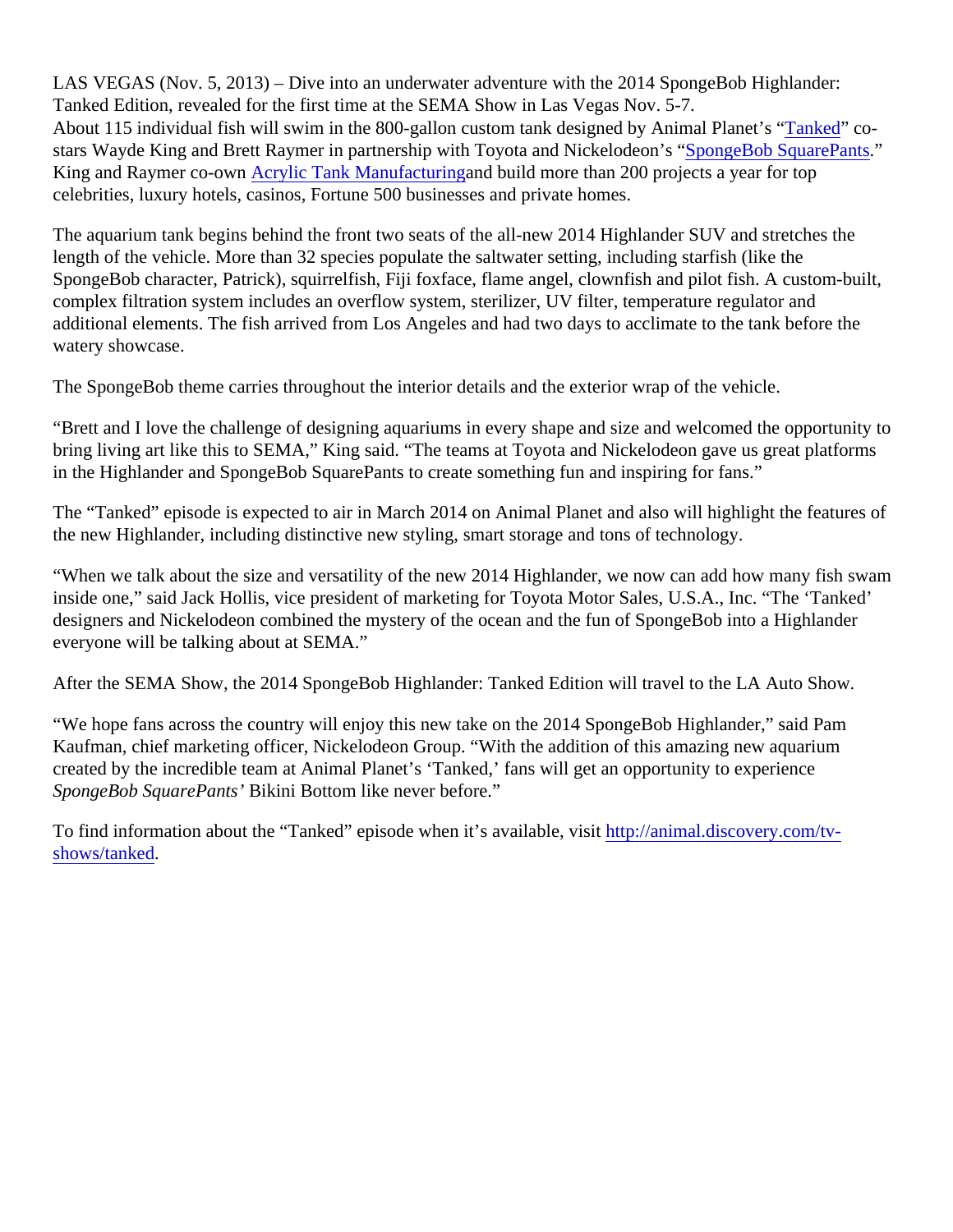LAS VEGAS (Nov. 5, 2013) – Dive into an underwater adventure with the 2014 SpongeBob Highlander: Tanked Edition, revealed for the first time at the SEMA Show in Las Vegas Nov. 5-7.
About 115 individual fish will swim in the 800-gallon custom tank designed by Animal Planet's "Tanked" co-stars Wayde King and Brett Raymer in partnership with Toyota and Nickelodeon's "SpongeBob SquarePants." King and Raymer co-own Acrylic Tank Manufacturing and build more than 200 projects a year for top celebrities, luxury hotels, casinos, Fortune 500 businesses and private homes.

The aquarium tank begins behind the front two seats of the all-new 2014 Highlander SUV and stretches the length of the vehicle. More than 32 species populate the saltwater setting, including starfish (like the SpongeBob character, Patrick), squirrelfish, Fiji foxface, flame angel, clownfish and pilot fish. A custom-built, complex filtration system includes an overflow system, sterilizer, UV filter, temperature regulator and additional elements. The fish arrived from Los Angeles and had two days to acclimate to the tank before the watery showcase.

The SpongeBob theme carries throughout the interior details and the exterior wrap of the vehicle.

"Brett and I love the challenge of designing aquariums in every shape and size and welcomed the opportunity to bring living art like this to SEMA," King said. "The teams at Toyota and Nickelodeon gave us great platforms in the Highlander and SpongeBob SquarePants to create something fun and inspiring for fans."

The "Tanked" episode is expected to air in March 2014 on Animal Planet and also will highlight the features of the new Highlander, including distinctive new styling, smart storage and tons of technology.

"When we talk about the size and versatility of the new 2014 Highlander, we now can add how many fish swam inside one," said Jack Hollis, vice president of marketing for Toyota Motor Sales, U.S.A., Inc. "The 'Tanked' designers and Nickelodeon combined the mystery of the ocean and the fun of SpongeBob into a Highlander everyone will be talking about at SEMA."

After the SEMA Show, the 2014 SpongeBob Highlander: Tanked Edition will travel to the LA Auto Show.

"We hope fans across the country will enjoy this new take on the 2014 SpongeBob Highlander," said Pam Kaufman, chief marketing officer, Nickelodeon Group. "With the addition of this amazing new aquarium created by the incredible team at Animal Planet's 'Tanked,' fans will get an opportunity to experience *SpongeBob SquarePants'* Bikini Bottom like never before."

To find information about the "Tanked" episode when it's available, visit http://animal.discovery.com/tv-shows/tanked.